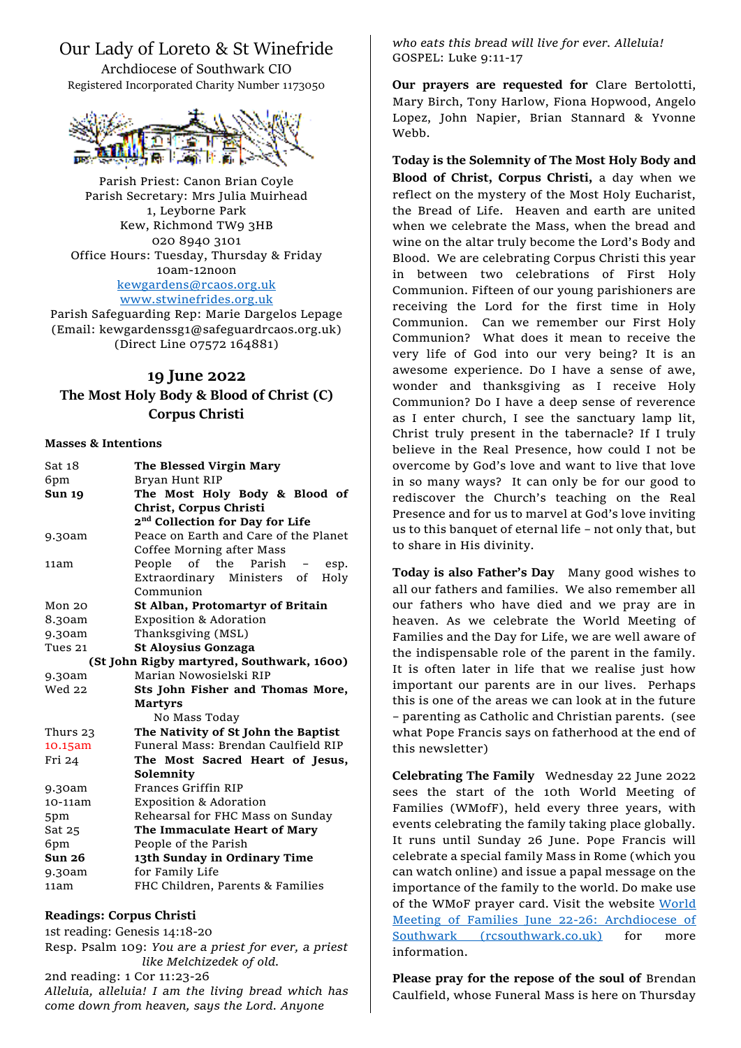# Our Lady of Loreto & St Winefride

Archdiocese of Southwark CIO
Registered Incorporated Charity Number 1173050

Parish Priest: Canon Brian Coyle
Parish Secretary: Mrs Julia Muirhead
1, Leyborne Park
Kew, Richmond TW9 3HB
020 8940 3101
Office Hours: Tuesday, Thursday & Friday
10am-12noon
kewgardens@rcaos.org.uk
www.stwinefrides.org.uk
Parish Safeguarding Rep: Marie Dargelos Lepage
(Email: kewgardenssg1@safeguardrcaos.org.uk)
(Direct Line 07572 164881)

## 19 June 2022
## The Most Holy Body & Blood of Christ (C)
## Corpus Christi

**Masses & Intentions**

| | |
|---|---|
| Sat 18 | **The Blessed Virgin Mary** |
| 6pm | Bryan Hunt RIP |
| **Sun 19** | **The Most Holy Body & Blood of Christ, Corpus Christi** |
| | **2nd Collection for Day for Life** |
| 9.30am | Peace on Earth and Care of the Planet |
| | Coffee Morning after Mass |
| 11am | People of the Parish – esp. Extraordinary Ministers of Holy Communion |
| Mon 20 | **St Alban, Protomartyr of Britain** |
| 8.30am | Exposition & Adoration |
| 9.30am | Thanksgiving (MSL) |
| Tues 21 | **St Aloysius Gonzaga** |
| | **(St John Rigby martyred, Southwark, 1600)** |
| 9.30am | Marian Nowosielski RIP |
| Wed 22 | **Sts John Fisher and Thomas More, Martyrs** |
| | No Mass Today |
| Thurs 23 | **The Nativity of St John the Baptist** |
| 10.15am | Funeral Mass: Brendan Caulfield RIP |
| Fri 24 | **The Most Sacred Heart of Jesus, Solemnity** |
| 9.30am | Frances Griffin RIP |
| 10-11am | Exposition & Adoration |
| 5pm | Rehearsal for FHC Mass on Sunday |
| Sat 25 | **The Immaculate Heart of Mary** |
| 6pm | People of the Parish |
| **Sun 26** | **13th Sunday in Ordinary Time** |
| 9.30am | for Family Life |
| 11am | FHC Children, Parents & Families |

**Readings: Corpus Christi**

1st reading: Genesis 14:18-20
Resp. Psalm 109: *You are a priest for ever, a priest like Melchizedek of old.*
2nd reading: 1 Cor 11:23-26
*Alleluia, alleluia! I am the living bread which has come down from heaven, says the Lord. Anyone who eats this bread will live for ever. Alleluia!*
GOSPEL: Luke 9:11-17

**Our prayers are requested for** Clare Bertolotti, Mary Birch, Tony Harlow, Fiona Hopwood, Angelo Lopez, John Napier, Brian Stannard & Yvonne Webb.

**Today is the Solemnity of The Most Holy Body and Blood of Christ, Corpus Christi,** a day when we reflect on the mystery of the Most Holy Eucharist, the Bread of Life. Heaven and earth are united when we celebrate the Mass, when the bread and wine on the altar truly become the Lord's Body and Blood. We are celebrating Corpus Christi this year in between two celebrations of First Holy Communion. Fifteen of our young parishioners are receiving the Lord for the first time in Holy Communion. Can we remember our First Holy Communion? What does it mean to receive the very life of God into our very being? It is an awesome experience. Do I have a sense of awe, wonder and thanksgiving as I receive Holy Communion? Do I have a deep sense of reverence as I enter church, I see the sanctuary lamp lit, Christ truly present in the tabernacle? If I truly believe in the Real Presence, how could I not be overcome by God's love and want to live that love in so many ways? It can only be for our good to rediscover the Church's teaching on the Real Presence and for us to marvel at God's love inviting us to this banquet of eternal life – not only that, but to share in His divinity.

**Today is also Father's Day** Many good wishes to all our fathers and families. We also remember all our fathers who have died and we pray are in heaven. As we celebrate the World Meeting of Families and the Day for Life, we are well aware of the indispensable role of the parent in the family. It is often later in life that we realise just how important our parents are in our lives. Perhaps this is one of the areas we can look at in the future – parenting as Catholic and Christian parents. (see what Pope Francis says on fatherhood at the end of this newsletter)

**Celebrating The Family** Wednesday 22 June 2022 sees the start of the 10th World Meeting of Families (WMofF), held every three years, with events celebrating the family taking place globally. It runs until Sunday 26 June. Pope Francis will celebrate a special family Mass in Rome (which you can watch online) and issue a papal message on the importance of the family to the world. Do make use of the WMoF prayer card. Visit the website World Meeting of Families June 22-26: Archdiocese of Southwark (rcsouthwark.co.uk) for more information.

**Please pray for the repose of the soul of** Brendan Caulfield, whose Funeral Mass is here on Thursday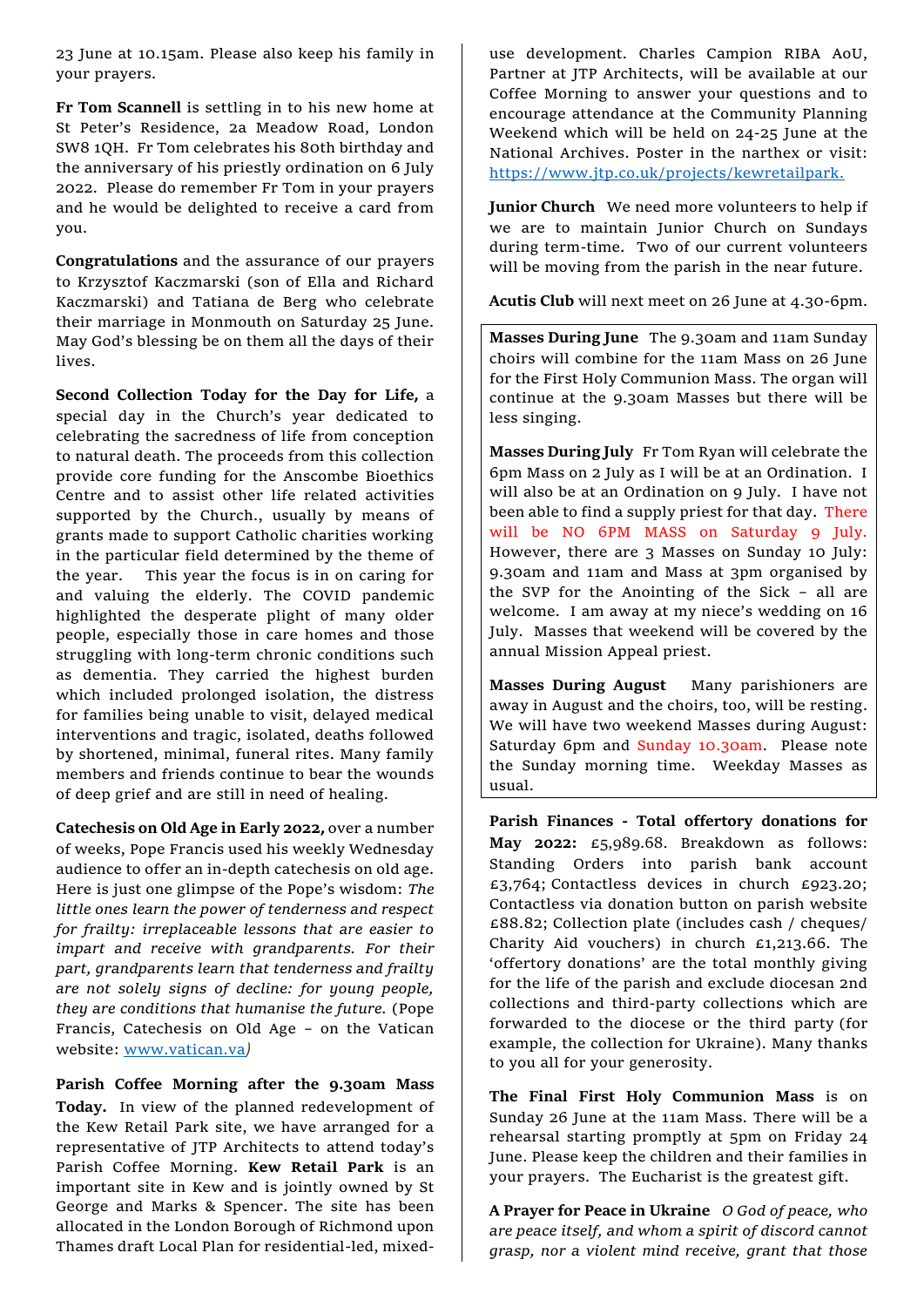23 June at 10.15am. Please also keep his family in your prayers.

**Fr Tom Scannell** is settling in to his new home at St Peter's Residence, 2a Meadow Road, London SW8 1QH. Fr Tom celebrates his 80th birthday and the anniversary of his priestly ordination on 6 July 2022. Please do remember Fr Tom in your prayers and he would be delighted to receive a card from you.

**Congratulations** and the assurance of our prayers to Krzysztof Kaczmarski (son of Ella and Richard Kaczmarski) and Tatiana de Berg who celebrate their marriage in Monmouth on Saturday 25 June. May God's blessing be on them all the days of their lives.

**Second Collection Today for the Day for Life,** a special day in the Church's year dedicated to celebrating the sacredness of life from conception to natural death. The proceeds from this collection provide core funding for the Anscombe Bioethics Centre and to assist other life related activities supported by the Church., usually by means of grants made to support Catholic charities working in the particular field determined by the theme of the year. This year the focus is in on caring for and valuing the elderly. The COVID pandemic highlighted the desperate plight of many older people, especially those in care homes and those struggling with long-term chronic conditions such as dementia. They carried the highest burden which included prolonged isolation, the distress for families being unable to visit, delayed medical interventions and tragic, isolated, deaths followed by shortened, minimal, funeral rites. Many family members and friends continue to bear the wounds of deep grief and are still in need of healing.

**Catechesis on Old Age in Early 2022,** over a number of weeks, Pope Francis used his weekly Wednesday audience to offer an in-depth catechesis on old age. Here is just one glimpse of the Pope's wisdom: *The little ones learn the power of tenderness and respect for frailty: irreplaceable lessons that are easier to impart and receive with grandparents. For their part, grandparents learn that tenderness and frailty are not solely signs of decline: for young people, they are conditions that humanise the future.* (Pope Francis, Catechesis on Old Age – on the Vatican website: www.vatican.va)

**Parish Coffee Morning after the 9.30am Mass Today.** In view of the planned redevelopment of the Kew Retail Park site, we have arranged for a representative of JTP Architects to attend today's Parish Coffee Morning. **Kew Retail Park** is an important site in Kew and is jointly owned by St George and Marks & Spencer. The site has been allocated in the London Borough of Richmond upon Thames draft Local Plan for residential-led, mixed-use development. Charles Campion RIBA AoU, Partner at JTP Architects, will be available at our Coffee Morning to answer your questions and to encourage attendance at the Community Planning Weekend which will be held on 24-25 June at the National Archives. Poster in the narthex or visit: https://www.jtp.co.uk/projects/kewretailpark.

**Junior Church** We need more volunteers to help if we are to maintain Junior Church on Sundays during term-time. Two of our current volunteers will be moving from the parish in the near future.

**Acutis Club** will next meet on 26 June at 4.30-6pm.

**Masses During June** The 9.30am and 11am Sunday choirs will combine for the 11am Mass on 26 June for the First Holy Communion Mass. The organ will continue at the 9.30am Masses but there will be less singing.

**Masses During July** Fr Tom Ryan will celebrate the 6pm Mass on 2 July as I will be at an Ordination. I will also be at an Ordination on 9 July. I have not been able to find a supply priest for that day. There will be NO 6PM MASS on Saturday 9 July. However, there are 3 Masses on Sunday 10 July: 9.30am and 11am and Mass at 3pm organised by the SVP for the Anointing of the Sick – all are welcome. I am away at my niece's wedding on 16 July. Masses that weekend will be covered by the annual Mission Appeal priest.

**Masses During August** Many parishioners are away in August and the choirs, too, will be resting. We will have two weekend Masses during August: Saturday 6pm and Sunday 10.30am. Please note the Sunday morning time. Weekday Masses as usual.

**Parish Finances - Total offertory donations for May 2022:** £5,989.68. Breakdown as follows: Standing Orders into parish bank account £3,764; Contactless devices in church £923.20; Contactless via donation button on parish website £88.82; Collection plate (includes cash / cheques/ Charity Aid vouchers) in church £1,213.66. The 'offertory donations' are the total monthly giving for the life of the parish and exclude diocesan 2nd collections and third-party collections which are forwarded to the diocese or the third party (for example, the collection for Ukraine). Many thanks to you all for your generosity.

**The Final First Holy Communion Mass** is on Sunday 26 June at the 11am Mass. There will be a rehearsal starting promptly at 5pm on Friday 24 June. Please keep the children and their families in your prayers. The Eucharist is the greatest gift.

**A Prayer for Peace in Ukraine** *O God of peace, who are peace itself, and whom a spirit of discord cannot grasp, nor a violent mind receive, grant that those*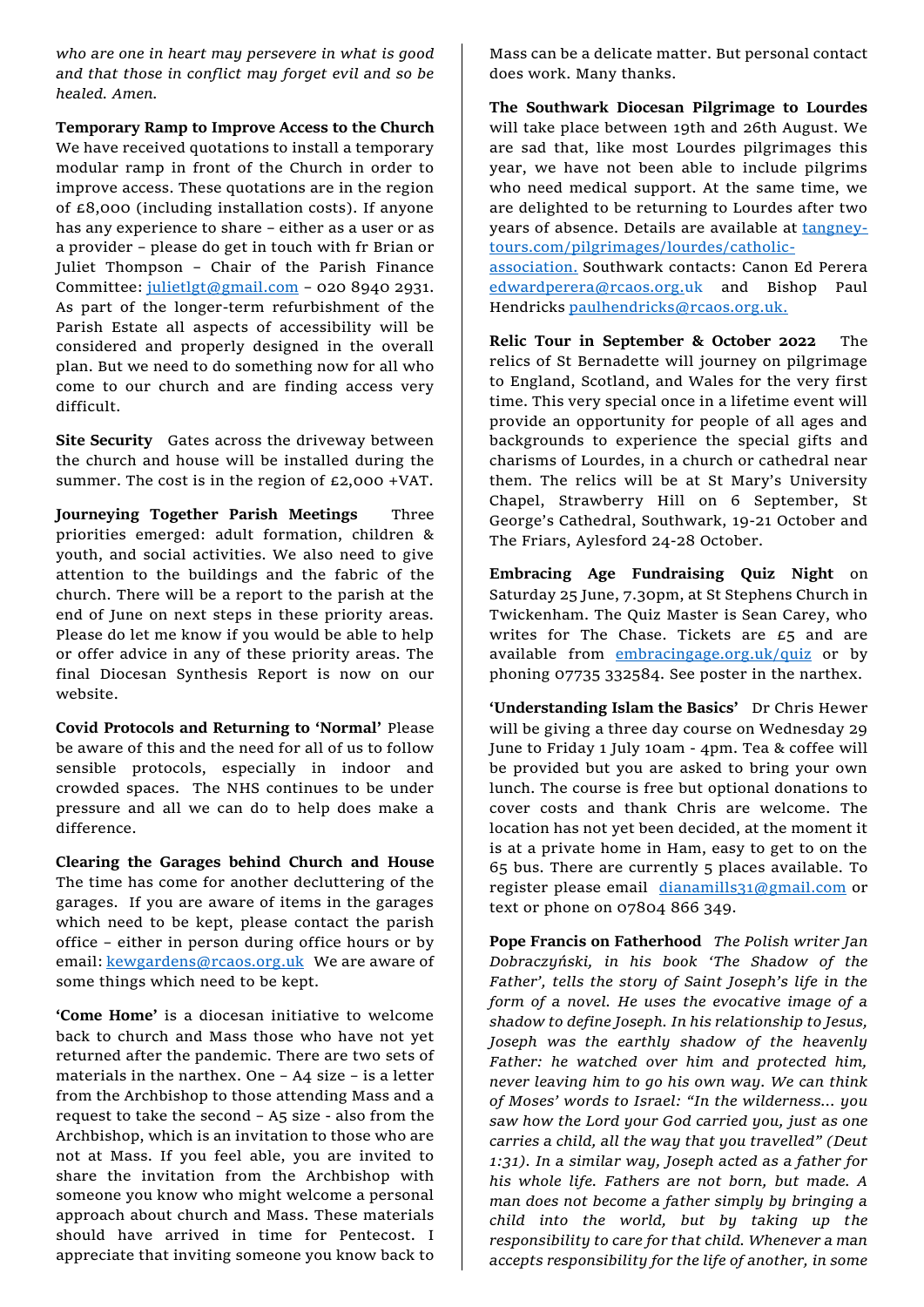*who are one in heart may persevere in what is good and that those in conflict may forget evil and so be healed. Amen.*

**Temporary Ramp to Improve Access to the Church** We have received quotations to install a temporary modular ramp in front of the Church in order to improve access. These quotations are in the region of £8,000 (including installation costs). If anyone has any experience to share – either as a user or as a provider – please do get in touch with fr Brian or Juliet Thompson – Chair of the Parish Finance Committee: julietlgt@gmail.com – 020 8940 2931. As part of the longer-term refurbishment of the Parish Estate all aspects of accessibility will be considered and properly designed in the overall plan. But we need to do something now for all who come to our church and are finding access very difficult.

**Site Security** Gates across the driveway between the church and house will be installed during the summer. The cost is in the region of £2,000 +VAT.

**Journeying Together Parish Meetings** Three priorities emerged: adult formation, children & youth, and social activities. We also need to give attention to the buildings and the fabric of the church. There will be a report to the parish at the end of June on next steps in these priority areas. Please do let me know if you would be able to help or offer advice in any of these priority areas. The final Diocesan Synthesis Report is now on our website.

**Covid Protocols and Returning to 'Normal'** Please be aware of this and the need for all of us to follow sensible protocols, especially in indoor and crowded spaces. The NHS continues to be under pressure and all we can do to help does make a difference.

**Clearing the Garages behind Church and House** The time has come for another decluttering of the garages. If you are aware of items in the garages which need to be kept, please contact the parish office – either in person during office hours or by email: kewgardens@rcaos.org.uk We are aware of some things which need to be kept.

**'Come Home'** is a diocesan initiative to welcome back to church and Mass those who have not yet returned after the pandemic. There are two sets of materials in the narthex. One – A4 size – is a letter from the Archbishop to those attending Mass and a request to take the second – A5 size - also from the Archbishop, which is an invitation to those who are not at Mass. If you feel able, you are invited to share the invitation from the Archbishop with someone you know who might welcome a personal approach about church and Mass. These materials should have arrived in time for Pentecost. I appreciate that inviting someone you know back to Mass can be a delicate matter. But personal contact does work. Many thanks.

**The Southwark Diocesan Pilgrimage to Lourdes** will take place between 19th and 26th August. We are sad that, like most Lourdes pilgrimages this year, we have not been able to include pilgrims who need medical support. At the same time, we are delighted to be returning to Lourdes after two years of absence. Details are available at tangney-tours.com/pilgrimages/lourdes/catholic-association. Southwark contacts: Canon Ed Perera edwardperera@rcaos.org.uk and Bishop Paul Hendricks paulhendricks@rcaos.org.uk.

**Relic Tour in September & October 2022** The relics of St Bernadette will journey on pilgrimage to England, Scotland, and Wales for the very first time. This very special once in a lifetime event will provide an opportunity for people of all ages and backgrounds to experience the special gifts and charisms of Lourdes, in a church or cathedral near them. The relics will be at St Mary's University Chapel, Strawberry Hill on 6 September, St George's Cathedral, Southwark, 19-21 October and The Friars, Aylesford 24-28 October.

**Embracing Age Fundraising Quiz Night** on Saturday 25 June, 7.30pm, at St Stephens Church in Twickenham. The Quiz Master is Sean Carey, who writes for The Chase. Tickets are £5 and are available from embracingage.org.uk/quiz or by phoning 07735 332584. See poster in the narthex.

**'Understanding Islam the Basics'** Dr Chris Hewer will be giving a three day course on Wednesday 29 June to Friday 1 July 10am - 4pm. Tea & coffee will be provided but you are asked to bring your own lunch. The course is free but optional donations to cover costs and thank Chris are welcome. The location has not yet been decided, at the moment it is at a private home in Ham, easy to get to on the 65 bus. There are currently 5 places available. To register please email dianamills31@gmail.com or text or phone on 07804 866 349.

**Pope Francis on Fatherhood** *The Polish writer Jan Dobraczyński, in his book 'The Shadow of the Father', tells the story of Saint Joseph's life in the form of a novel. He uses the evocative image of a shadow to define Joseph. In his relationship to Jesus, Joseph was the earthly shadow of the heavenly Father: he watched over him and protected him, never leaving him to go his own way. We can think of Moses' words to Israel: "In the wilderness... you saw how the Lord your God carried you, just as one carries a child, all the way that you travelled" (Deut 1:31). In a similar way, Joseph acted as a father for his whole life. Fathers are not born, but made. A man does not become a father simply by bringing a child into the world, but by taking up the responsibility to care for that child. Whenever a man accepts responsibility for the life of another, in some*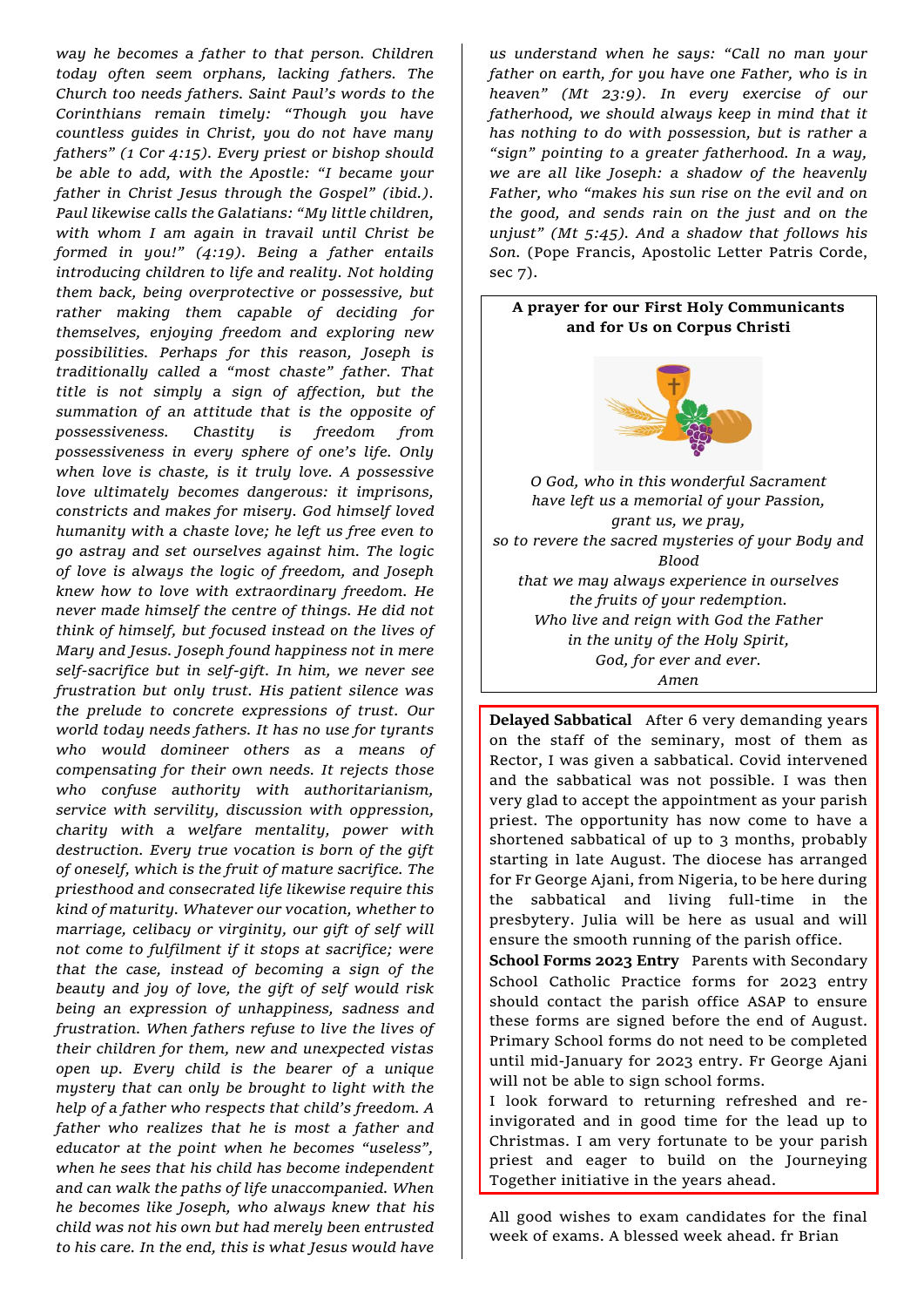*way he becomes a father to that person. Children today often seem orphans, lacking fathers. The Church too needs fathers. Saint Paul's words to the Corinthians remain timely: "Though you have countless guides in Christ, you do not have many fathers" (1 Cor 4:15). Every priest or bishop should be able to add, with the Apostle: "I became your father in Christ Jesus through the Gospel" (ibid.). Paul likewise calls the Galatians: "My little children, with whom I am again in travail until Christ be formed in you!" (4:19). Being a father entails introducing children to life and reality. Not holding them back, being overprotective or possessive, but rather making them capable of deciding for themselves, enjoying freedom and exploring new possibilities. Perhaps for this reason, Joseph is traditionally called a "most chaste" father. That title is not simply a sign of affection, but the summation of an attitude that is the opposite of possessiveness. Chastity is freedom from possessiveness in every sphere of one's life. Only when love is chaste, is it truly love. A possessive love ultimately becomes dangerous: it imprisons, constricts and makes for misery. God himself loved humanity with a chaste love; he left us free even to go astray and set ourselves against him. The logic of love is always the logic of freedom, and Joseph knew how to love with extraordinary freedom. He never made himself the centre of things. He did not think of himself, but focused instead on the lives of Mary and Jesus. Joseph found happiness not in mere self-sacrifice but in self-gift. In him, we never see frustration but only trust. His patient silence was the prelude to concrete expressions of trust. Our world today needs fathers. It has no use for tyrants who would domineer others as a means of compensating for their own needs. It rejects those who confuse authority with authoritarianism, service with servility, discussion with oppression, charity with a welfare mentality, power with destruction. Every true vocation is born of the gift of oneself, which is the fruit of mature sacrifice. The priesthood and consecrated life likewise require this kind of maturity. Whatever our vocation, whether to marriage, celibacy or virginity, our gift of self will not come to fulfilment if it stops at sacrifice; were that the case, instead of becoming a sign of the beauty and joy of love, the gift of self would risk being an expression of unhappiness, sadness and frustration. When fathers refuse to live the lives of their children for them, new and unexpected vistas open up. Every child is the bearer of a unique mystery that can only be brought to light with the help of a father who respects that child's freedom. A father who realizes that he is most a father and educator at the point when he becomes "useless", when he sees that his child has become independent and can walk the paths of life unaccompanied. When he becomes like Joseph, who always knew that his child was not his own but had merely been entrusted to his care. In the end, this is what Jesus would have us understand when he says: "Call no man your father on earth, for you have one Father, who is in heaven" (Mt 23:9). In every exercise of our fatherhood, we should always keep in mind that it has nothing to do with possession, but is rather a "sign" pointing to a greater fatherhood. In a way, we are all like Joseph: a shadow of the heavenly Father, who "makes his sun rise on the evil and on the good, and sends rain on the just and on the unjust" (Mt 5:45). And a shadow that follows his Son.* (Pope Francis, Apostolic Letter Patris Corde, sec 7).

**A prayer for our First Holy Communicants and for Us on Corpus Christi**

*O God, who in this wonderful Sacrament*
*have left us a memorial of your Passion,*
*grant us, we pray,*
*so to revere the sacred mysteries of your Body and Blood*
*that we may always experience in ourselves*
*the fruits of your redemption.*
*Who live and reign with God the Father*
*in the unity of the Holy Spirit,*
*God, for ever and ever.*
*Amen*

**Delayed Sabbatical** After 6 very demanding years on the staff of the seminary, most of them as Rector, I was given a sabbatical. Covid intervened and the sabbatical was not possible. I was then very glad to accept the appointment as your parish priest. The opportunity has now come to have a shortened sabbatical of up to 3 months, probably starting in late August. The diocese has arranged for Fr George Ajani, from Nigeria, to be here during the sabbatical and living full-time in the presbytery. Julia will be here as usual and will ensure the smooth running of the parish office.

**School Forms 2023 Entry** Parents with Secondary School Catholic Practice forms for 2023 entry should contact the parish office ASAP to ensure these forms are signed before the end of August. Primary School forms do not need to be completed until mid-January for 2023 entry. Fr George Ajani will not be able to sign school forms.

I look forward to returning refreshed and re-invigorated and in good time for the lead up to Christmas. I am very fortunate to be your parish priest and eager to build on the Journeying Together initiative in the years ahead.

All good wishes to exam candidates for the final week of exams. A blessed week ahead. fr Brian